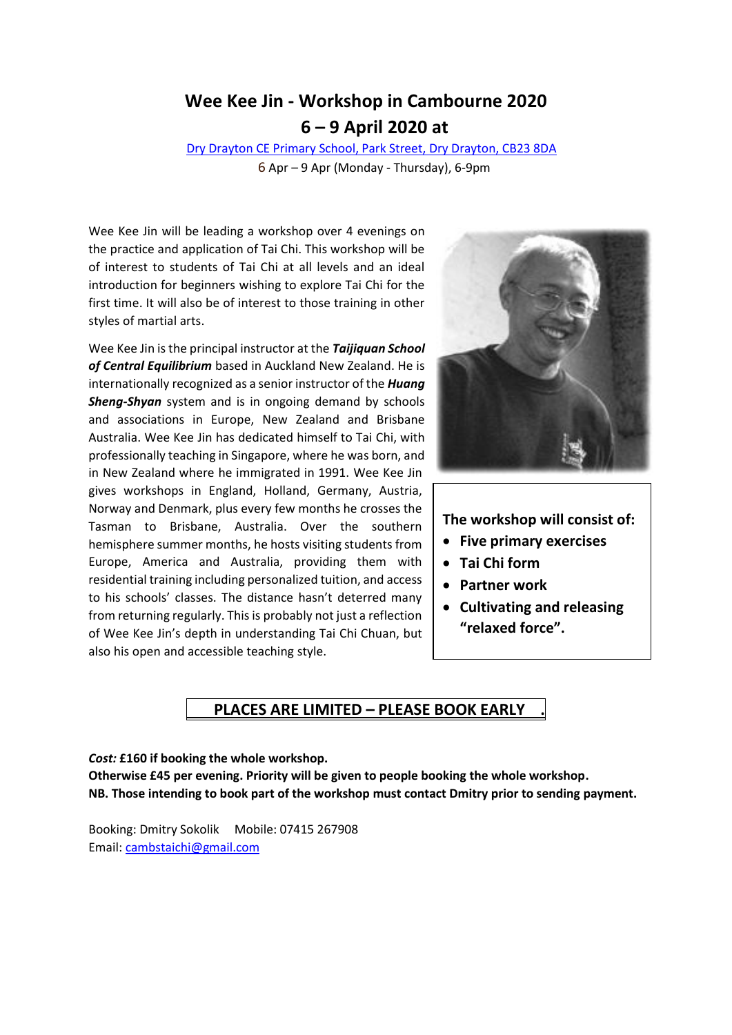# Wee Kee Jin - Workshop in Cambourne 2020

## 6 – 9 April 2020 at

Dry Drayton CE Primary School, Park Street, Dry Drayton, CB23 8DA

6 Apr – 9 Apr (Monday - Thursday), 6-9pm

Wee Kee Jin will be leading a workshop over 4 evenings on the practice and application of Tai Chi. This workshop will be of interest to students of Tai Chi at all levels and an ideal introduction for beginners wishing to explore Tai Chi for the first time. It will also be of interest to those training in other styles of martial arts.

Wee Kee Jin is the principal instructor at the ***Taijiquan School of Central Equilibrium*** based in Auckland New Zealand. He is internationally recognized as a senior instructor of the ***Huang Sheng-Shyan*** system and is in ongoing demand by schools and associations in Europe, New Zealand and Brisbane Australia. Wee Kee Jin has dedicated himself to Tai Chi, with professionally teaching in Singapore, where he was born, and in New Zealand where he immigrated in 1991. Wee Kee Jin gives workshops in England, Holland, Germany, Austria, Norway and Denmark, plus every few months he crosses the Tasman to Brisbane, Australia. Over the southern hemisphere summer months, he hosts visiting students from Europe, America and Australia, providing them with residential training including personalized tuition, and access to his schools' classes. The distance hasn't deterred many from returning regularly. This is probably not just a reflection of Wee Kee Jin's depth in understanding Tai Chi Chuan, but also his open and accessible teaching style.

**The workshop will consist of:**

- **Five primary exercises**
- **Tai Chi form**
- **Partner work**
- **Cultivating and releasing "relaxed force".**

**PLACES ARE LIMITED – PLEASE BOOK EARLY .**

***Cost:*** **£160 if booking the whole workshop.**
**Otherwise £45 per evening. Priority will be given to people booking the whole workshop.**
**NB. Those intending to book part of the workshop must contact Dmitry prior to sending payment.**

Booking: Dmitry Sokolik Mobile: 07415 267908
Email: cambstaichi@gmail.com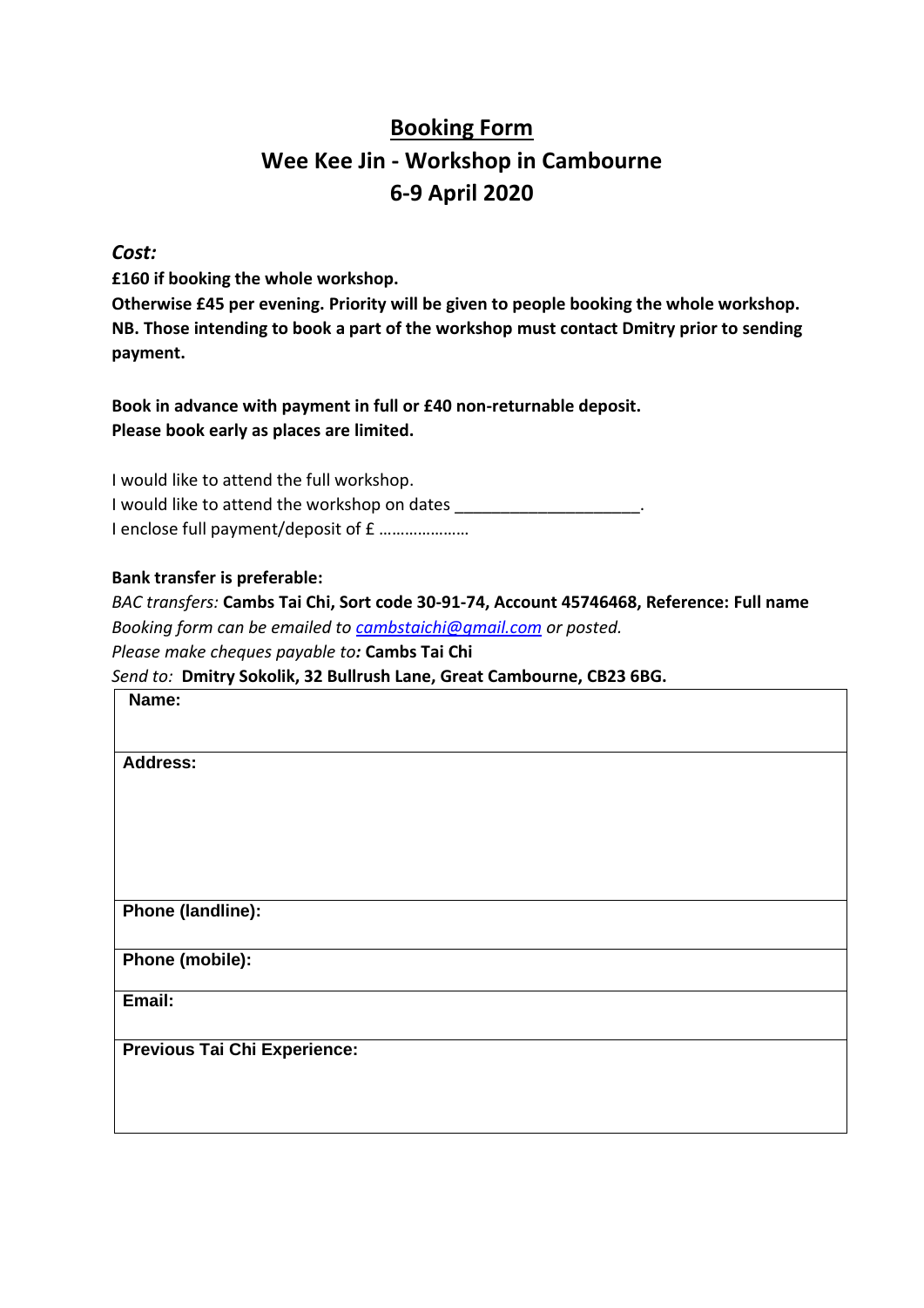# Booking Form

## Wee Kee Jin - Workshop in Cambourne

## 6-9 April 2020

***Cost:***

**£160 if booking the whole workshop.**

**Otherwise £45 per evening. Priority will be given to people booking the whole workshop. NB. Those intending to book a part of the workshop must contact Dmitry prior to sending payment.**

**Book in advance with payment in full or £40 non-returnable deposit.**
**Please book early as places are limited.**

I would like to attend the full workshop.
I would like to attend the workshop on dates ____________________.
I enclose full payment/deposit of £ …………………

**Bank transfer is preferable:**

*BAC transfers:* **Cambs Tai Chi, Sort code 30-91-74, Account 45746468, Reference: Full name**
*Booking form can be emailed to* cambstaichi@gmail.com *or posted.*
*Please make cheques payable to:* **Cambs Tai Chi**
*Send to:* **Dmitry Sokolik, 32 Bullrush Lane, Great Cambourne, CB23 6BG.**

| |
|---|
| **Name:** |
| **Address:** |
| **Phone (landline):** |
| **Phone (mobile):** |
| **Email:** |
| **Previous Tai Chi Experience:** |